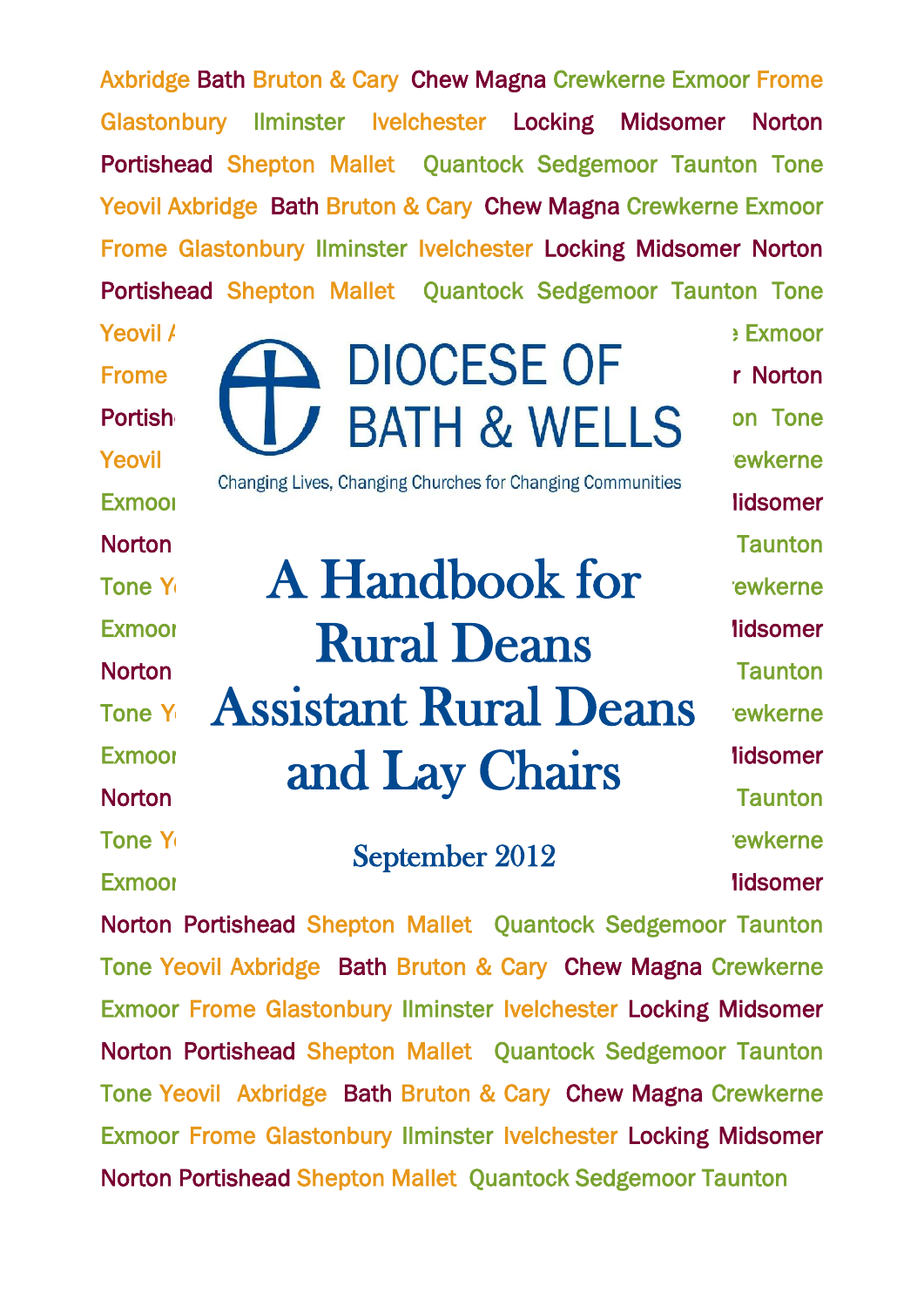Axbridge Bath Bruton & Cary Chew Magna Crewkerne Exmoor Frome Glastonbury Ilminster Ivelchester Locking Midsomer Norton Portishead Shepton Mallet Quantock Sedgemoor Taunton Tone Yeovil Axbridge Bath Bruton & Cary Chew Magna Crewkerne Exmoor Frome Glastonbury Ilminster Ivelchester Locking Midsomer Norton Portishead Shepton Mallet Quantock Sedgemoor Taunton Tone

DIOCESE OF BATH & WELLS

Changing Lives, Changing Churches for Changing Communities

# A Handbook for Rural Deans Assistant Rural Deans and Lay Chairs

September 2012

Norton Portishead Shepton Mallet Quantock Sedgemoor Taunton Tone Yeovil Axbridge Bath Bruton & Cary Chew Magna Crewkerne Exmoor Frome Glastonbury Ilminster Ivelchester Locking Midsomer Norton Portishead Shepton Mallet Quantock Sedgemoor Taunton Tone Yeovil Axbridge Bath Bruton & Cary Chew Magna Crewkerne Exmoor Frome Glastonbury Ilminster Ivelchester Locking Midsomer Norton Portishead Shepton Mallet Quantock Sedgemoor Taunton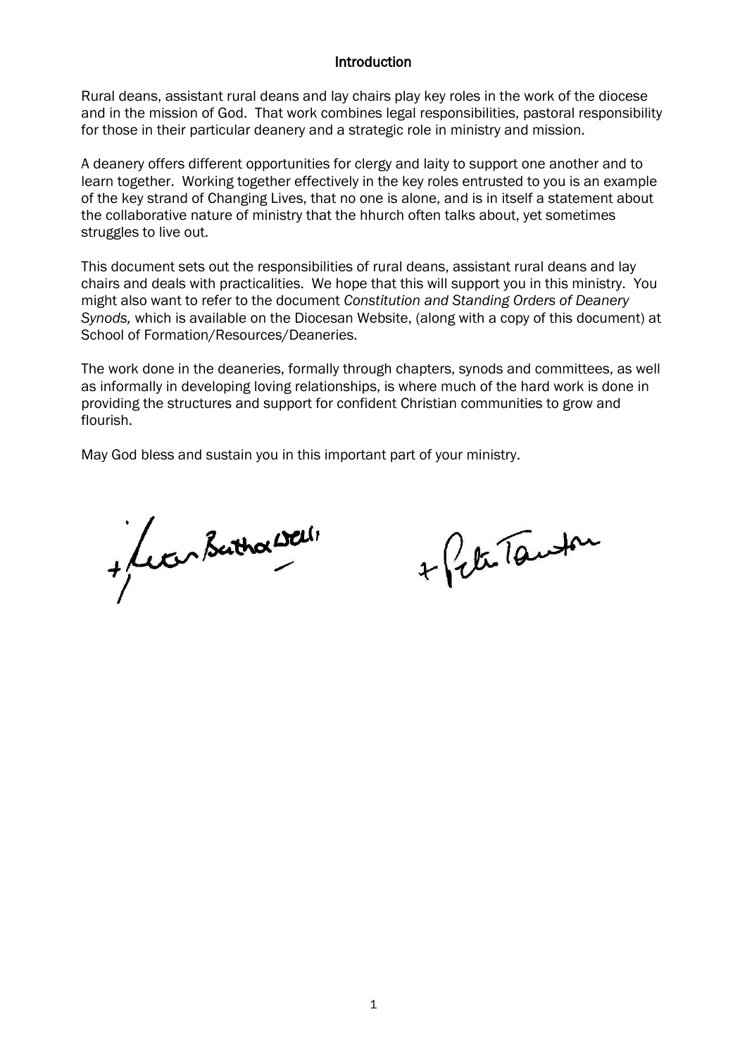## Introduction

Rural deans, assistant rural deans and lay chairs play key roles in the work of the diocese and in the mission of God. That work combines legal responsibilities, pastoral responsibility for those in their particular deanery and a strategic role in ministry and mission.

A deanery offers different opportunities for clergy and laity to support one another and to learn together. Working together effectively in the key roles entrusted to you is an example of the key strand of Changing Lives, that no one is alone, and is in itself a statement about the collaborative nature of ministry that the hhurch often talks about, yet sometimes struggles to live out.

This document sets out the responsibilities of rural deans, assistant rural deans and lay chairs and deals with practicalities. We hope that this will support you in this ministry. You might also want to refer to the document *Constitution and Standing Orders of Deanery Synods,* which is available on the Diocesan Website, (along with a copy of this document) at School of Formation/Resources/Deaneries.

The work done in the deaneries, formally through chapters, synods and committees, as well as informally in developing loving relationships, is where much of the hard work is done in providing the structures and support for confident Christian communities to grow and flourish.

May God bless and sustain you in this important part of your ministry.

+Peter Bath & Wells &emsp; +Peter Taunton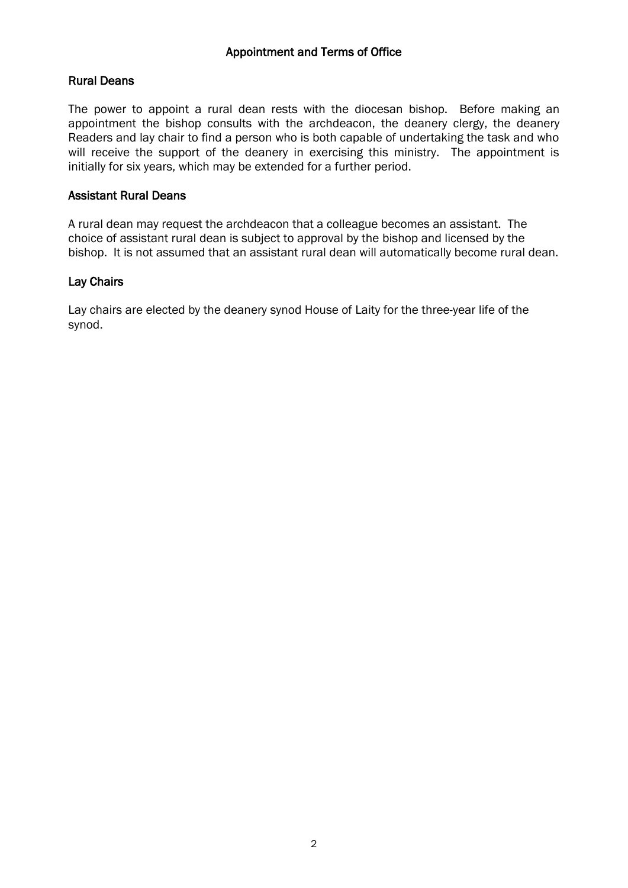## Appointment and Terms of Office

### Rural Deans

The power to appoint a rural dean rests with the diocesan bishop. Before making an appointment the bishop consults with the archdeacon, the deanery clergy, the deanery Readers and lay chair to find a person who is both capable of undertaking the task and who will receive the support of the deanery in exercising this ministry. The appointment is initially for six years, which may be extended for a further period.

### Assistant Rural Deans

A rural dean may request the archdeacon that a colleague becomes an assistant. The choice of assistant rural dean is subject to approval by the bishop and licensed by the bishop. It is not assumed that an assistant rural dean will automatically become rural dean.

### Lay Chairs

Lay chairs are elected by the deanery synod House of Laity for the three-year life of the synod.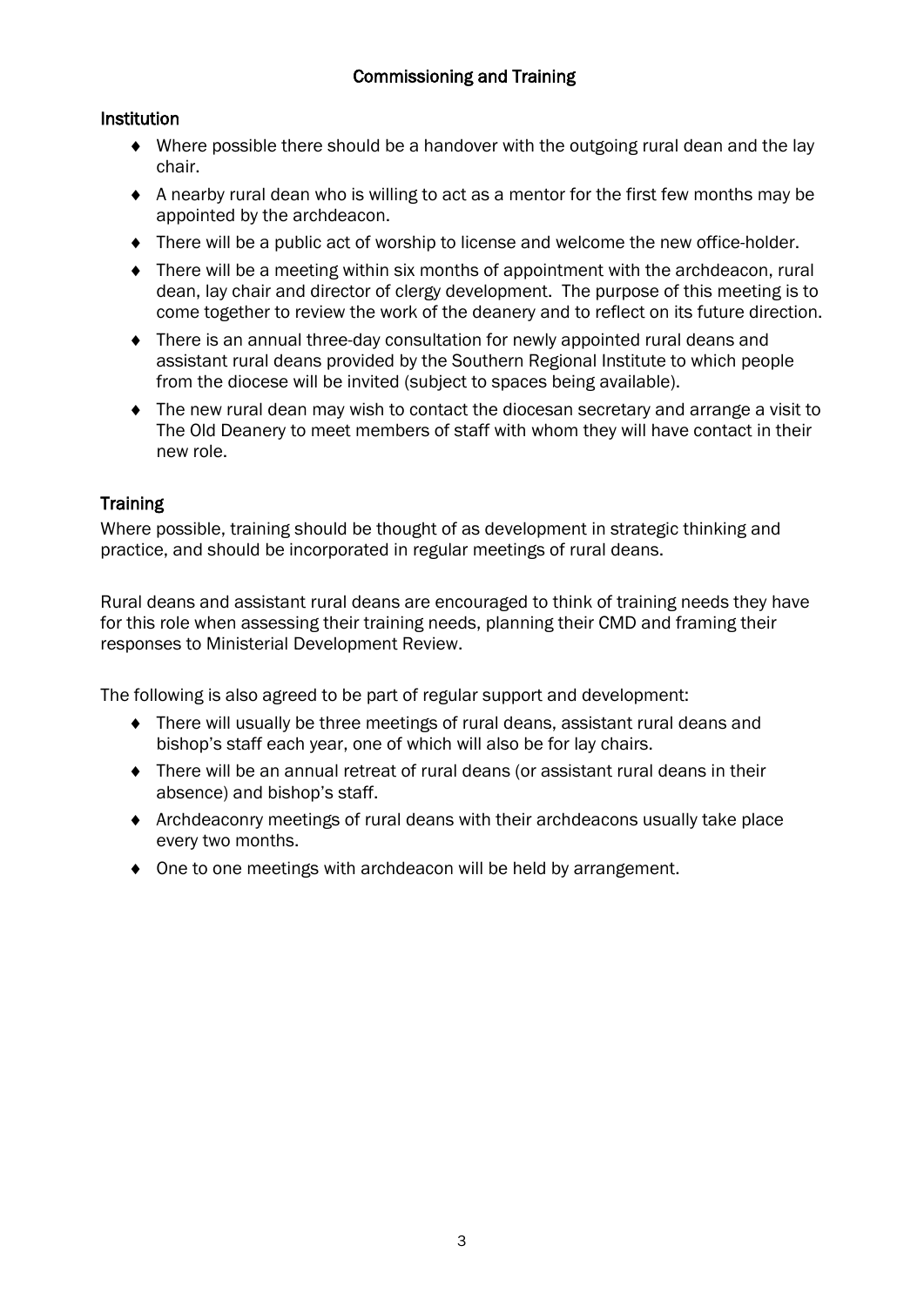## Commissioning and Training

### Institution

- Where possible there should be a handover with the outgoing rural dean and the lay chair.
- A nearby rural dean who is willing to act as a mentor for the first few months may be appointed by the archdeacon.
- There will be a public act of worship to license and welcome the new office-holder.
- There will be a meeting within six months of appointment with the archdeacon, rural dean, lay chair and director of clergy development. The purpose of this meeting is to come together to review the work of the deanery and to reflect on its future direction.
- There is an annual three-day consultation for newly appointed rural deans and assistant rural deans provided by the Southern Regional Institute to which people from the diocese will be invited (subject to spaces being available).
- The new rural dean may wish to contact the diocesan secretary and arrange a visit to The Old Deanery to meet members of staff with whom they will have contact in their new role.

### Training

Where possible, training should be thought of as development in strategic thinking and practice, and should be incorporated in regular meetings of rural deans.

Rural deans and assistant rural deans are encouraged to think of training needs they have for this role when assessing their training needs, planning their CMD and framing their responses to Ministerial Development Review.

The following is also agreed to be part of regular support and development:

- There will usually be three meetings of rural deans, assistant rural deans and bishop's staff each year, one of which will also be for lay chairs.
- There will be an annual retreat of rural deans (or assistant rural deans in their absence) and bishop's staff.
- Archdeaconry meetings of rural deans with their archdeacons usually take place every two months.
- One to one meetings with archdeacon will be held by arrangement.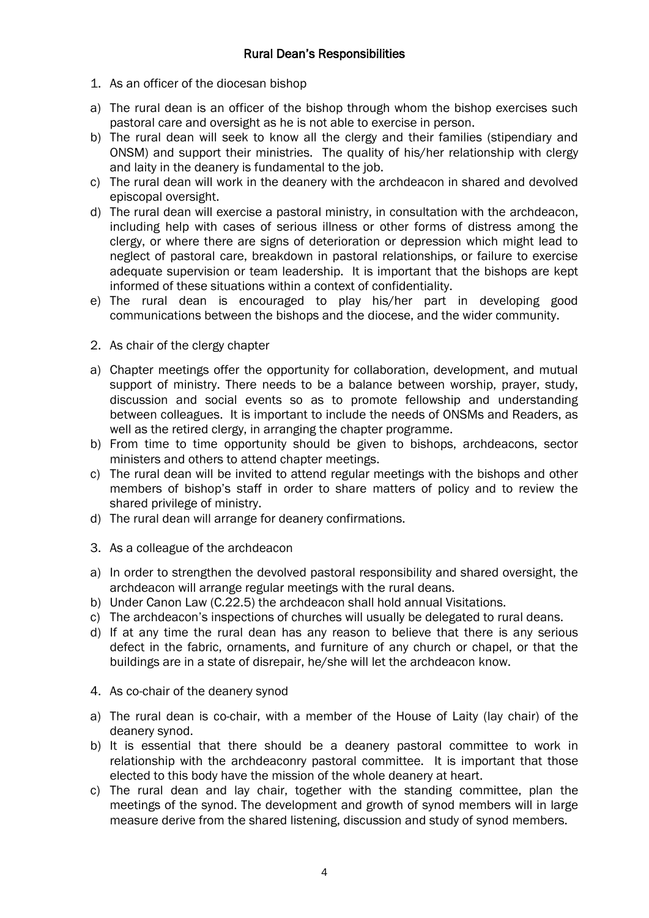## Rural Dean's Responsibilities

1. As an officer of the diocesan bishop

a) The rural dean is an officer of the bishop through whom the bishop exercises such pastoral care and oversight as he is not able to exercise in person.

b) The rural dean will seek to know all the clergy and their families (stipendiary and ONSM) and support their ministries. The quality of his/her relationship with clergy and laity in the deanery is fundamental to the job.

c) The rural dean will work in the deanery with the archdeacon in shared and devolved episcopal oversight.

d) The rural dean will exercise a pastoral ministry, in consultation with the archdeacon, including help with cases of serious illness or other forms of distress among the clergy, or where there are signs of deterioration or depression which might lead to neglect of pastoral care, breakdown in pastoral relationships, or failure to exercise adequate supervision or team leadership. It is important that the bishops are kept informed of these situations within a context of confidentiality.

e) The rural dean is encouraged to play his/her part in developing good communications between the bishops and the diocese, and the wider community.

2. As chair of the clergy chapter

a) Chapter meetings offer the opportunity for collaboration, development, and mutual support of ministry. There needs to be a balance between worship, prayer, study, discussion and social events so as to promote fellowship and understanding between colleagues. It is important to include the needs of ONSMs and Readers, as well as the retired clergy, in arranging the chapter programme.

b) From time to time opportunity should be given to bishops, archdeacons, sector ministers and others to attend chapter meetings.

c) The rural dean will be invited to attend regular meetings with the bishops and other members of bishop's staff in order to share matters of policy and to review the shared privilege of ministry.

d) The rural dean will arrange for deanery confirmations.

3. As a colleague of the archdeacon

a) In order to strengthen the devolved pastoral responsibility and shared oversight, the archdeacon will arrange regular meetings with the rural deans.

b) Under Canon Law (C.22.5) the archdeacon shall hold annual Visitations.

c) The archdeacon's inspections of churches will usually be delegated to rural deans.

d) If at any time the rural dean has any reason to believe that there is any serious defect in the fabric, ornaments, and furniture of any church or chapel, or that the buildings are in a state of disrepair, he/she will let the archdeacon know.

4. As co-chair of the deanery synod

a) The rural dean is co-chair, with a member of the House of Laity (lay chair) of the deanery synod.

b) It is essential that there should be a deanery pastoral committee to work in relationship with the archdeaconry pastoral committee. It is important that those elected to this body have the mission of the whole deanery at heart.

c) The rural dean and lay chair, together with the standing committee, plan the meetings of the synod. The development and growth of synod members will in large measure derive from the shared listening, discussion and study of synod members.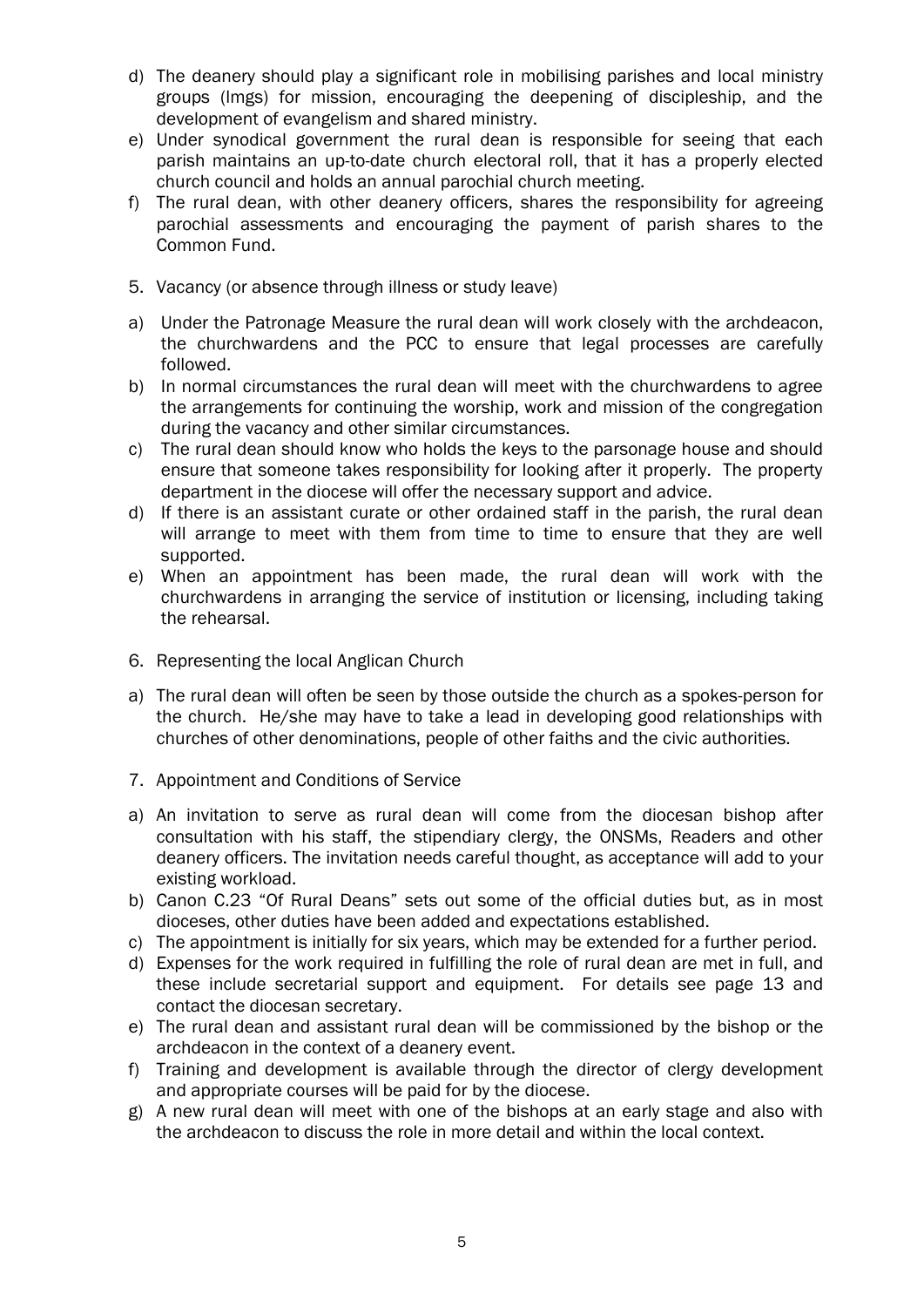d) The deanery should play a significant role in mobilising parishes and local ministry groups (lmgs) for mission, encouraging the deepening of discipleship, and the development of evangelism and shared ministry.
e) Under synodical government the rural dean is responsible for seeing that each parish maintains an up-to-date church electoral roll, that it has a properly elected church council and holds an annual parochial church meeting.
f) The rural dean, with other deanery officers, shares the responsibility for agreeing parochial assessments and encouraging the payment of parish shares to the Common Fund.

5. Vacancy (or absence through illness or study leave)

a) Under the Patronage Measure the rural dean will work closely with the archdeacon, the churchwardens and the PCC to ensure that legal processes are carefully followed.
b) In normal circumstances the rural dean will meet with the churchwardens to agree the arrangements for continuing the worship, work and mission of the congregation during the vacancy and other similar circumstances.
c) The rural dean should know who holds the keys to the parsonage house and should ensure that someone takes responsibility for looking after it properly. The property department in the diocese will offer the necessary support and advice.
d) If there is an assistant curate or other ordained staff in the parish, the rural dean will arrange to meet with them from time to time to ensure that they are well supported.
e) When an appointment has been made, the rural dean will work with the churchwardens in arranging the service of institution or licensing, including taking the rehearsal.

6. Representing the local Anglican Church

a) The rural dean will often be seen by those outside the church as a spokes-person for the church. He/she may have to take a lead in developing good relationships with churches of other denominations, people of other faiths and the civic authorities.

7. Appointment and Conditions of Service

a) An invitation to serve as rural dean will come from the diocesan bishop after consultation with his staff, the stipendiary clergy, the ONSMs, Readers and other deanery officers. The invitation needs careful thought, as acceptance will add to your existing workload.
b) Canon C.23 "Of Rural Deans" sets out some of the official duties but, as in most dioceses, other duties have been added and expectations established.
c) The appointment is initially for six years, which may be extended for a further period.
d) Expenses for the work required in fulfilling the role of rural dean are met in full, and these include secretarial support and equipment. For details see page 13 and contact the diocesan secretary.
e) The rural dean and assistant rural dean will be commissioned by the bishop or the archdeacon in the context of a deanery event.
f) Training and development is available through the director of clergy development and appropriate courses will be paid for by the diocese.
g) A new rural dean will meet with one of the bishops at an early stage and also with the archdeacon to discuss the role in more detail and within the local context.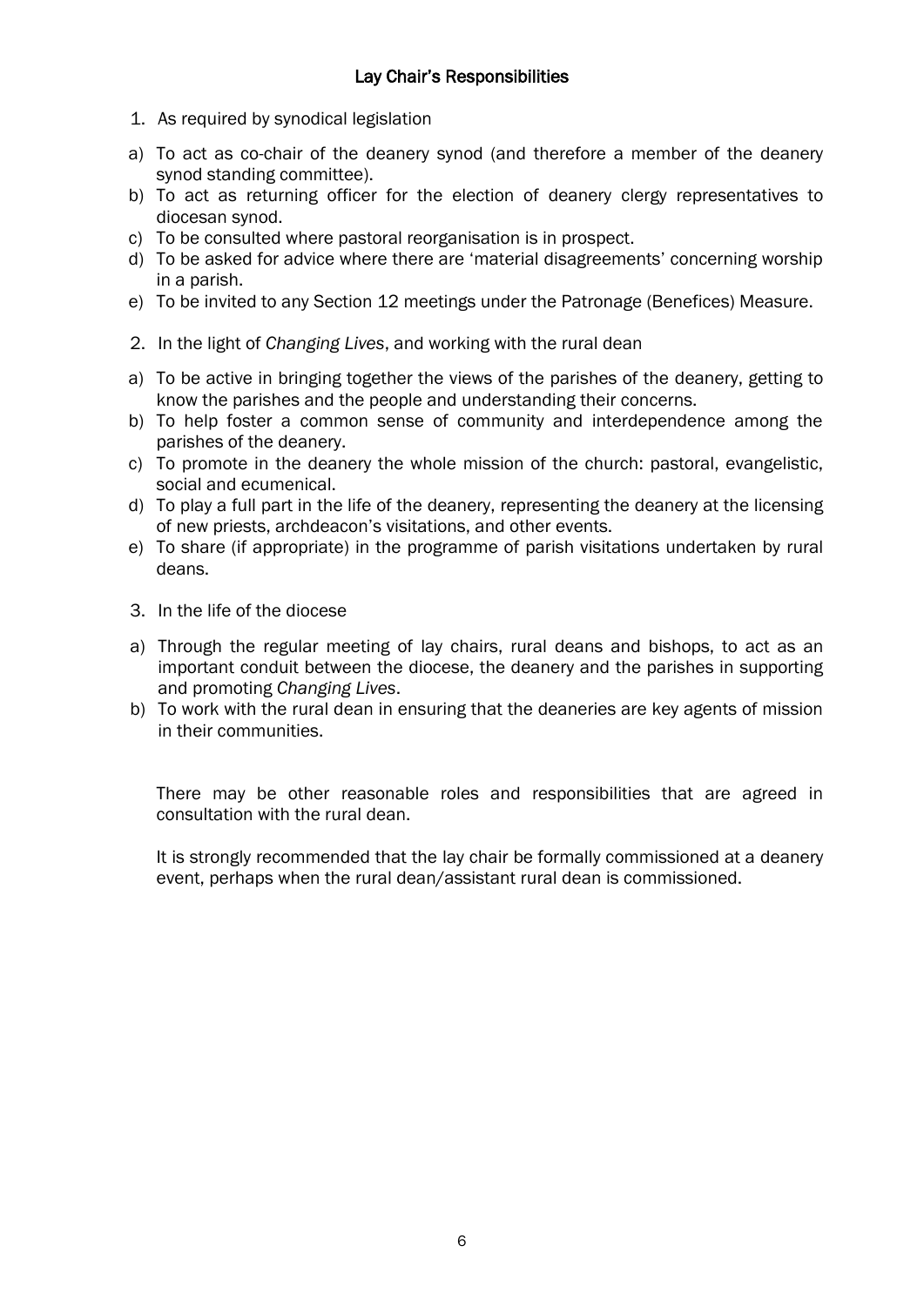## Lay Chair's Responsibilities

1. As required by synodical legislation

a) To act as co-chair of the deanery synod (and therefore a member of the deanery synod standing committee).
b) To act as returning officer for the election of deanery clergy representatives to diocesan synod.
c) To be consulted where pastoral reorganisation is in prospect.
d) To be asked for advice where there are 'material disagreements' concerning worship in a parish.
e) To be invited to any Section 12 meetings under the Patronage (Benefices) Measure.

2. In the light of *Changing Lives*, and working with the rural dean

a) To be active in bringing together the views of the parishes of the deanery, getting to know the parishes and the people and understanding their concerns.
b) To help foster a common sense of community and interdependence among the parishes of the deanery.
c) To promote in the deanery the whole mission of the church: pastoral, evangelistic, social and ecumenical.
d) To play a full part in the life of the deanery, representing the deanery at the licensing of new priests, archdeacon's visitations, and other events.
e) To share (if appropriate) in the programme of parish visitations undertaken by rural deans.

3. In the life of the diocese

a) Through the regular meeting of lay chairs, rural deans and bishops, to act as an important conduit between the diocese, the deanery and the parishes in supporting and promoting *Changing Lives*.
b) To work with the rural dean in ensuring that the deaneries are key agents of mission in their communities.

There may be other reasonable roles and responsibilities that are agreed in consultation with the rural dean.

It is strongly recommended that the lay chair be formally commissioned at a deanery event, perhaps when the rural dean/assistant rural dean is commissioned.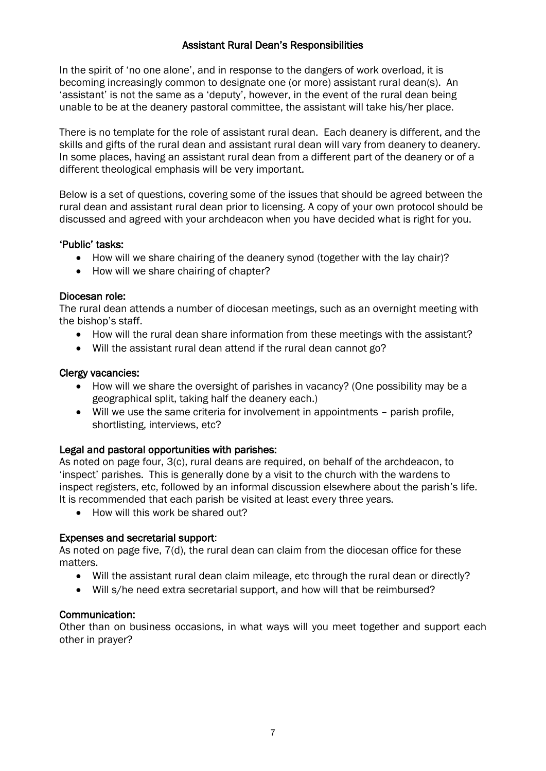## Assistant Rural Dean's Responsibilities

In the spirit of 'no one alone', and in response to the dangers of work overload, it is becoming increasingly common to designate one (or more) assistant rural dean(s). An 'assistant' is not the same as a 'deputy', however, in the event of the rural dean being unable to be at the deanery pastoral committee, the assistant will take his/her place.

There is no template for the role of assistant rural dean. Each deanery is different, and the skills and gifts of the rural dean and assistant rural dean will vary from deanery to deanery. In some places, having an assistant rural dean from a different part of the deanery or of a different theological emphasis will be very important.

Below is a set of questions, covering some of the issues that should be agreed between the rural dean and assistant rural dean prior to licensing. A copy of your own protocol should be discussed and agreed with your archdeacon when you have decided what is right for you.

### 'Public' tasks:

- How will we share chairing of the deanery synod (together with the lay chair)?
- How will we share chairing of chapter?

### Diocesan role:

The rural dean attends a number of diocesan meetings, such as an overnight meeting with the bishop's staff.

- How will the rural dean share information from these meetings with the assistant?
- Will the assistant rural dean attend if the rural dean cannot go?

### Clergy vacancies:

- How will we share the oversight of parishes in vacancy? (One possibility may be a geographical split, taking half the deanery each.)
- Will we use the same criteria for involvement in appointments – parish profile, shortlisting, interviews, etc?

### Legal and pastoral opportunities with parishes:

As noted on page four, 3(c), rural deans are required, on behalf of the archdeacon, to 'inspect' parishes. This is generally done by a visit to the church with the wardens to inspect registers, etc, followed by an informal discussion elsewhere about the parish's life. It is recommended that each parish be visited at least every three years.

- How will this work be shared out?

### Expenses and secretarial support:

As noted on page five, 7(d), the rural dean can claim from the diocesan office for these matters.

- Will the assistant rural dean claim mileage, etc through the rural dean or directly?
- Will s/he need extra secretarial support, and how will that be reimbursed?

### Communication:

Other than on business occasions, in what ways will you meet together and support each other in prayer?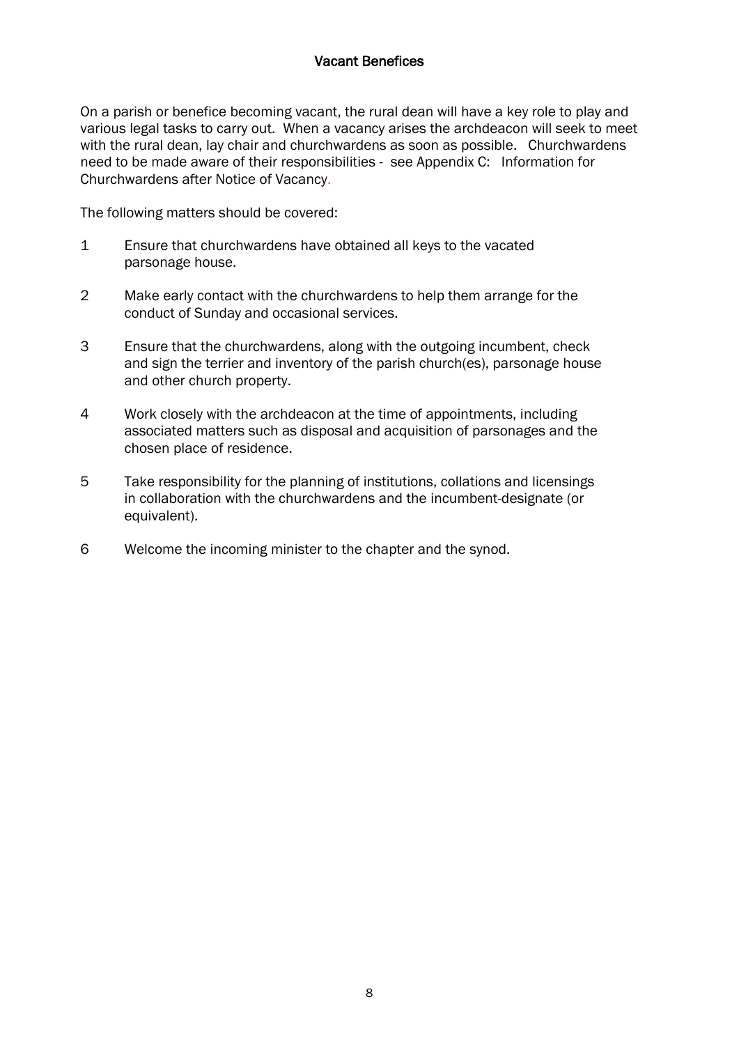## Vacant Benefices

On a parish or benefice becoming vacant, the rural dean will have a key role to play and various legal tasks to carry out. When a vacancy arises the archdeacon will seek to meet with the rural dean, lay chair and churchwardens as soon as possible. Churchwardens need to be made aware of their responsibilities - see Appendix C: Information for Churchwardens after Notice of Vacancy.

The following matters should be covered:

1. Ensure that churchwardens have obtained all keys to the vacated parsonage house.
2. Make early contact with the churchwardens to help them arrange for the conduct of Sunday and occasional services.
3. Ensure that the churchwardens, along with the outgoing incumbent, check and sign the terrier and inventory of the parish church(es), parsonage house and other church property.
4. Work closely with the archdeacon at the time of appointments, including associated matters such as disposal and acquisition of parsonages and the chosen place of residence.
5. Take responsibility for the planning of institutions, collations and licensings in collaboration with the churchwardens and the incumbent-designate (or equivalent).
6. Welcome the incoming minister to the chapter and the synod.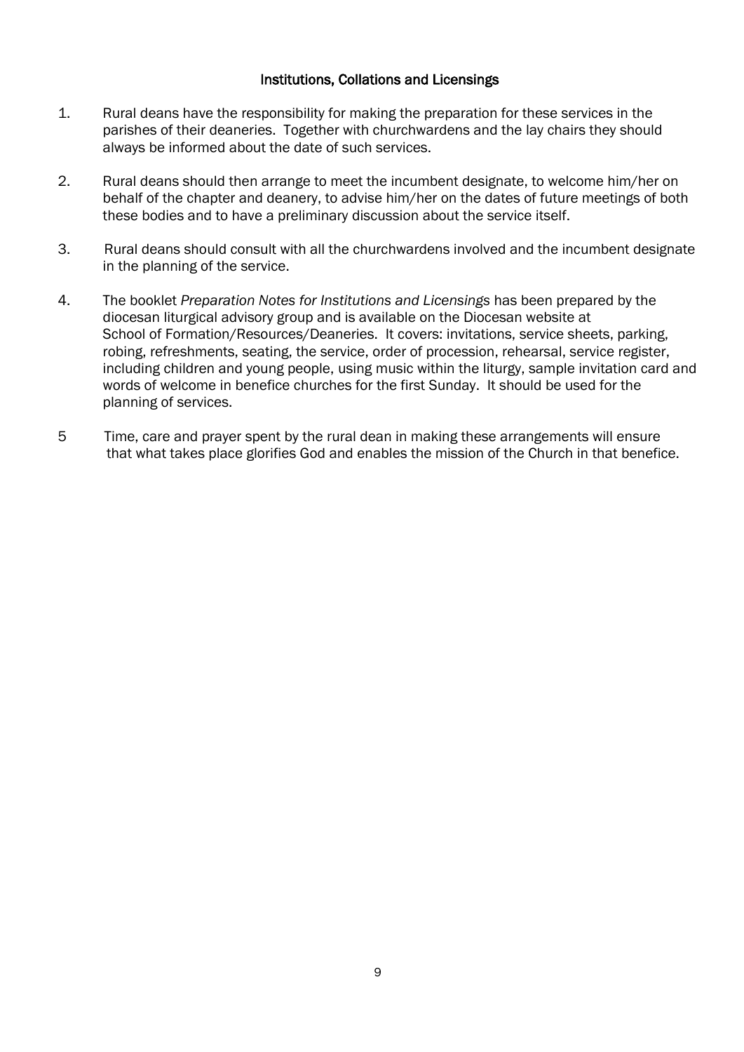## Institutions, Collations and Licensings

1. Rural deans have the responsibility for making the preparation for these services in the parishes of their deaneries. Together with churchwardens and the lay chairs they should always be informed about the date of such services.

2. Rural deans should then arrange to meet the incumbent designate, to welcome him/her on behalf of the chapter and deanery, to advise him/her on the dates of future meetings of both these bodies and to have a preliminary discussion about the service itself.

3. Rural deans should consult with all the churchwardens involved and the incumbent designate in the planning of the service.

4. The booklet *Preparation Notes for Institutions and Licensings* has been prepared by the diocesan liturgical advisory group and is available on the Diocesan website at School of Formation/Resources/Deaneries. It covers: invitations, service sheets, parking, robing, refreshments, seating, the service, order of procession, rehearsal, service register, including children and young people, using music within the liturgy, sample invitation card and words of welcome in benefice churches for the first Sunday. It should be used for the planning of services.

5. Time, care and prayer spent by the rural dean in making these arrangements will ensure that what takes place glorifies God and enables the mission of the Church in that benefice.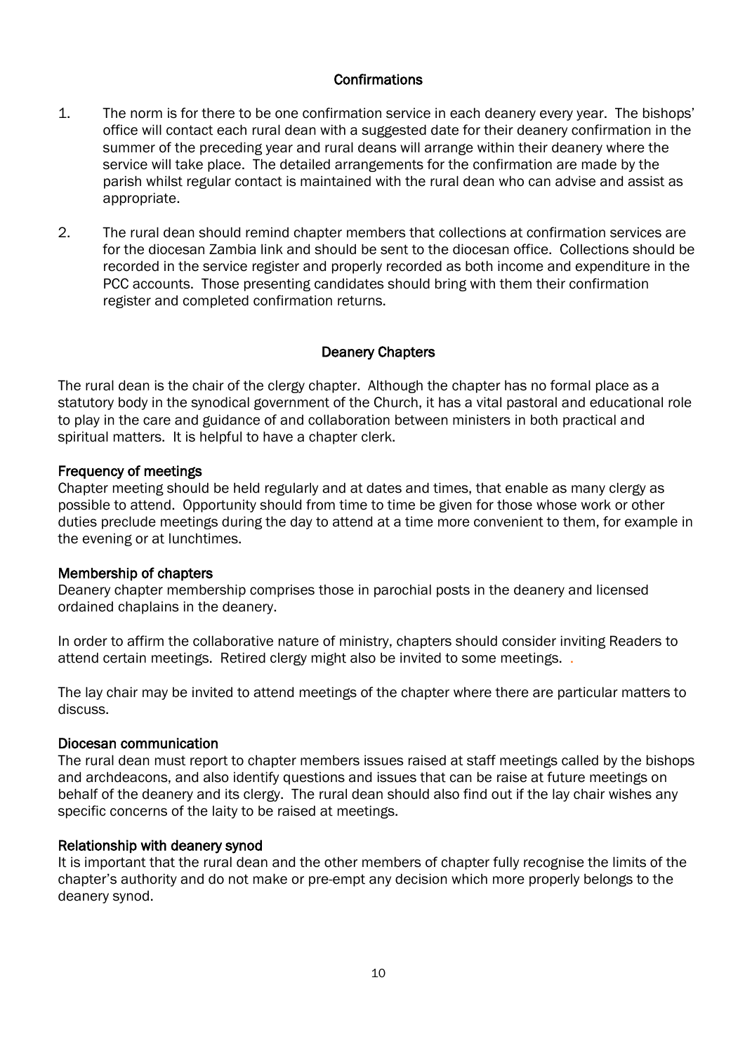## Confirmations

1. The norm is for there to be one confirmation service in each deanery every year. The bishops' office will contact each rural dean with a suggested date for their deanery confirmation in the summer of the preceding year and rural deans will arrange within their deanery where the service will take place. The detailed arrangements for the confirmation are made by the parish whilst regular contact is maintained with the rural dean who can advise and assist as appropriate.

2. The rural dean should remind chapter members that collections at confirmation services are for the diocesan Zambia link and should be sent to the diocesan office. Collections should be recorded in the service register and properly recorded as both income and expenditure in the PCC accounts. Those presenting candidates should bring with them their confirmation register and completed confirmation returns.

## Deanery Chapters

The rural dean is the chair of the clergy chapter. Although the chapter has no formal place as a statutory body in the synodical government of the Church, it has a vital pastoral and educational role to play in the care and guidance of and collaboration between ministers in both practical and spiritual matters. It is helpful to have a chapter clerk.

### Frequency of meetings

Chapter meeting should be held regularly and at dates and times, that enable as many clergy as possible to attend. Opportunity should from time to time be given for those whose work or other duties preclude meetings during the day to attend at a time more convenient to them, for example in the evening or at lunchtimes.

### Membership of chapters

Deanery chapter membership comprises those in parochial posts in the deanery and licensed ordained chaplains in the deanery.

In order to affirm the collaborative nature of ministry, chapters should consider inviting Readers to attend certain meetings. Retired clergy might also be invited to some meetings. .

The lay chair may be invited to attend meetings of the chapter where there are particular matters to discuss.

### Diocesan communication

The rural dean must report to chapter members issues raised at staff meetings called by the bishops and archdeacons, and also identify questions and issues that can be raise at future meetings on behalf of the deanery and its clergy. The rural dean should also find out if the lay chair wishes any specific concerns of the laity to be raised at meetings.

### Relationship with deanery synod

It is important that the rural dean and the other members of chapter fully recognise the limits of the chapter's authority and do not make or pre-empt any decision which more properly belongs to the deanery synod.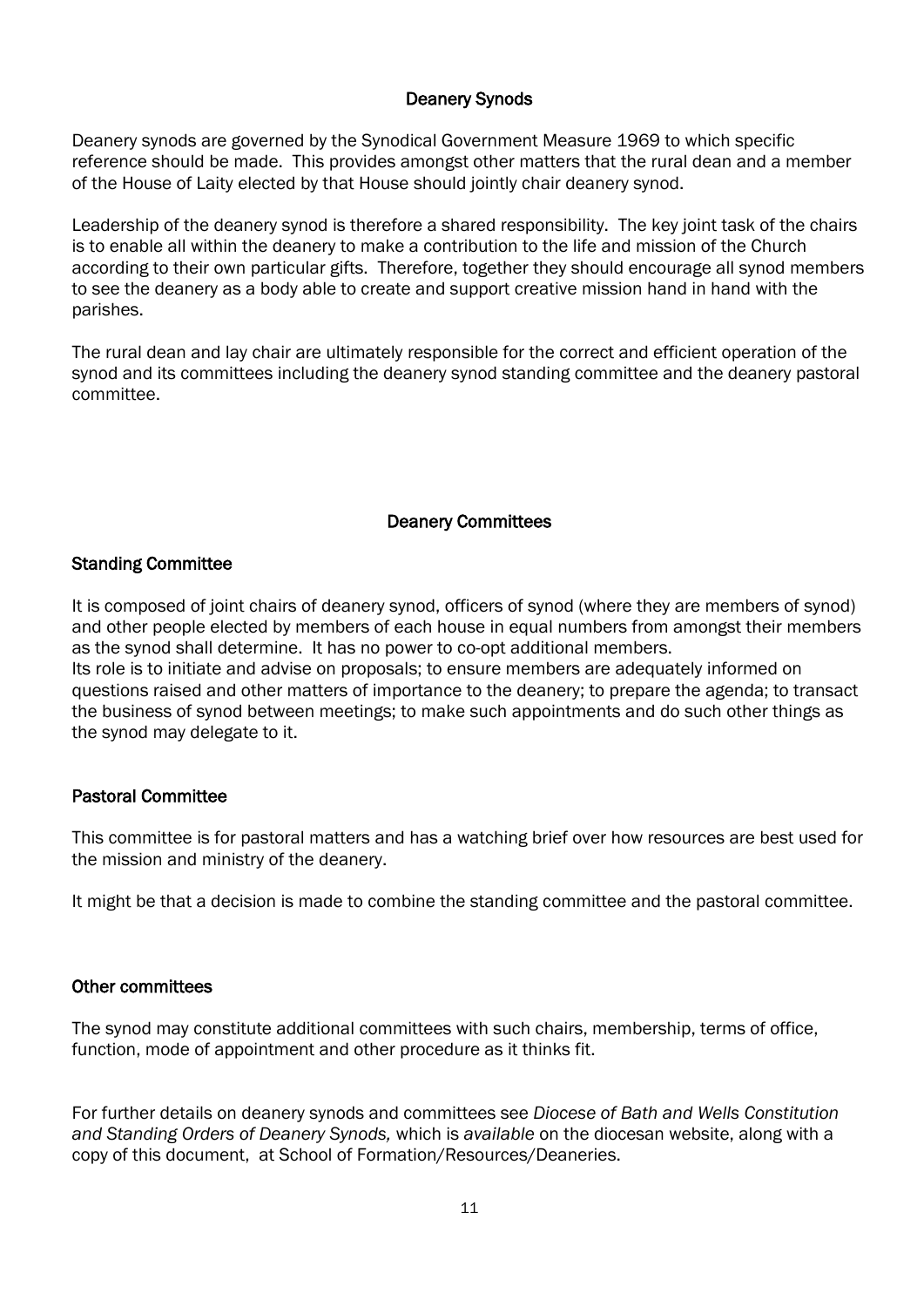## Deanery Synods

Deanery synods are governed by the Synodical Government Measure 1969 to which specific reference should be made. This provides amongst other matters that the rural dean and a member of the House of Laity elected by that House should jointly chair deanery synod.

Leadership of the deanery synod is therefore a shared responsibility. The key joint task of the chairs is to enable all within the deanery to make a contribution to the life and mission of the Church according to their own particular gifts. Therefore, together they should encourage all synod members to see the deanery as a body able to create and support creative mission hand in hand with the parishes.

The rural dean and lay chair are ultimately responsible for the correct and efficient operation of the synod and its committees including the deanery synod standing committee and the deanery pastoral committee.

## Deanery Committees

### Standing Committee

It is composed of joint chairs of deanery synod, officers of synod (where they are members of synod) and other people elected by members of each house in equal numbers from amongst their members as the synod shall determine. It has no power to co-opt additional members.
Its role is to initiate and advise on proposals; to ensure members are adequately informed on questions raised and other matters of importance to the deanery; to prepare the agenda; to transact the business of synod between meetings; to make such appointments and do such other things as the synod may delegate to it.

### Pastoral Committee

This committee is for pastoral matters and has a watching brief over how resources are best used for the mission and ministry of the deanery.

It might be that a decision is made to combine the standing committee and the pastoral committee.

### Other committees

The synod may constitute additional committees with such chairs, membership, terms of office, function, mode of appointment and other procedure as it thinks fit.

For further details on deanery synods and committees see *Diocese of Bath and Wells Constitution and Standing Orders of Deanery Synods,* which is *available* on the diocesan website, along with a copy of this document, at School of Formation/Resources/Deaneries.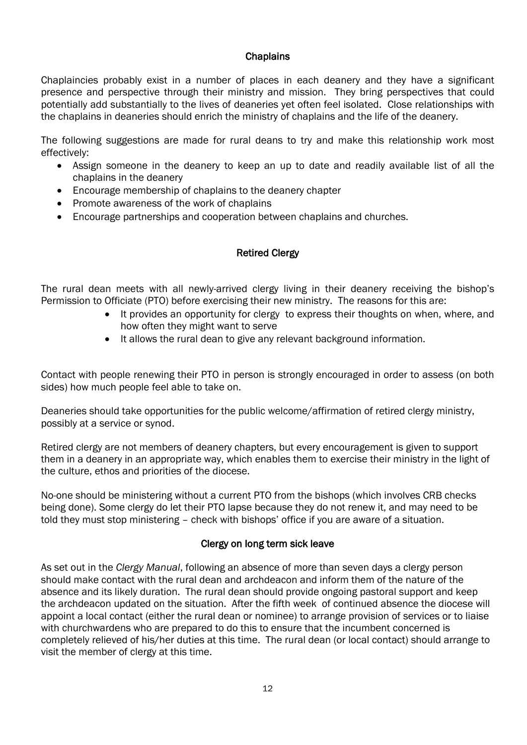## Chaplains

Chaplaincies probably exist in a number of places in each deanery and they have a significant presence and perspective through their ministry and mission. They bring perspectives that could potentially add substantially to the lives of deaneries yet often feel isolated. Close relationships with the chaplains in deaneries should enrich the ministry of chaplains and the life of the deanery.

The following suggestions are made for rural deans to try and make this relationship work most effectively:

- Assign someone in the deanery to keep an up to date and readily available list of all the chaplains in the deanery
- Encourage membership of chaplains to the deanery chapter
- Promote awareness of the work of chaplains
- Encourage partnerships and cooperation between chaplains and churches.

## Retired Clergy

The rural dean meets with all newly-arrived clergy living in their deanery receiving the bishop's Permission to Officiate (PTO) before exercising their new ministry. The reasons for this are:

- It provides an opportunity for clergy to express their thoughts on when, where, and how often they might want to serve
- It allows the rural dean to give any relevant background information.

Contact with people renewing their PTO in person is strongly encouraged in order to assess (on both sides) how much people feel able to take on.

Deaneries should take opportunities for the public welcome/affirmation of retired clergy ministry, possibly at a service or synod.

Retired clergy are not members of deanery chapters, but every encouragement is given to support them in a deanery in an appropriate way, which enables them to exercise their ministry in the light of the culture, ethos and priorities of the diocese.

No-one should be ministering without a current PTO from the bishops (which involves CRB checks being done). Some clergy do let their PTO lapse because they do not renew it, and may need to be told they must stop ministering – check with bishops' office if you are aware of a situation.

## Clergy on long term sick leave

As set out in the *Clergy Manual*, following an absence of more than seven days a clergy person should make contact with the rural dean and archdeacon and inform them of the nature of the absence and its likely duration. The rural dean should provide ongoing pastoral support and keep the archdeacon updated on the situation. After the fifth week of continued absence the diocese will appoint a local contact (either the rural dean or nominee) to arrange provision of services or to liaise with churchwardens who are prepared to do this to ensure that the incumbent concerned is completely relieved of his/her duties at this time. The rural dean (or local contact) should arrange to visit the member of clergy at this time.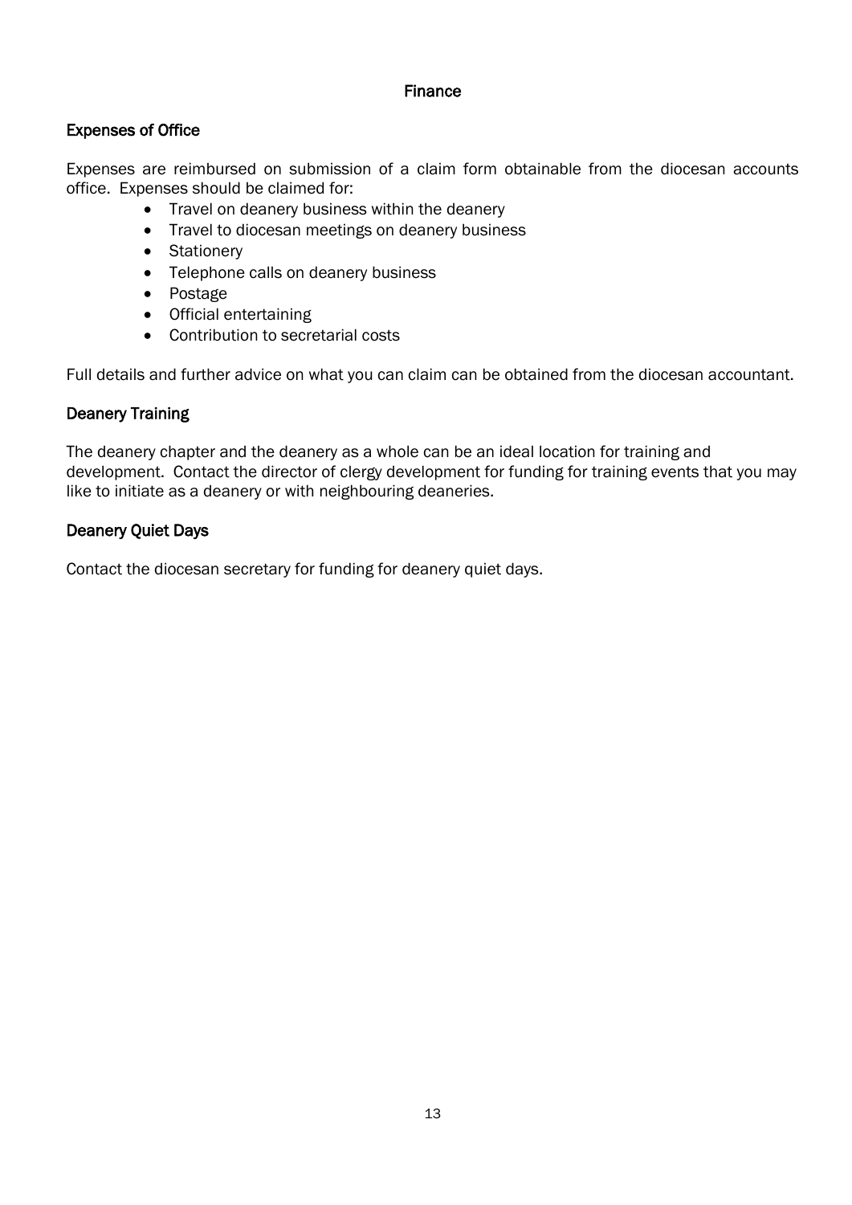# Finance

## Expenses of Office

Expenses are reimbursed on submission of a claim form obtainable from the diocesan accounts office. Expenses should be claimed for:

- Travel on deanery business within the deanery
- Travel to diocesan meetings on deanery business
- Stationery
- Telephone calls on deanery business
- Postage
- Official entertaining
- Contribution to secretarial costs

Full details and further advice on what you can claim can be obtained from the diocesan accountant.

## Deanery Training

The deanery chapter and the deanery as a whole can be an ideal location for training and development. Contact the director of clergy development for funding for training events that you may like to initiate as a deanery or with neighbouring deaneries.

## Deanery Quiet Days

Contact the diocesan secretary for funding for deanery quiet days.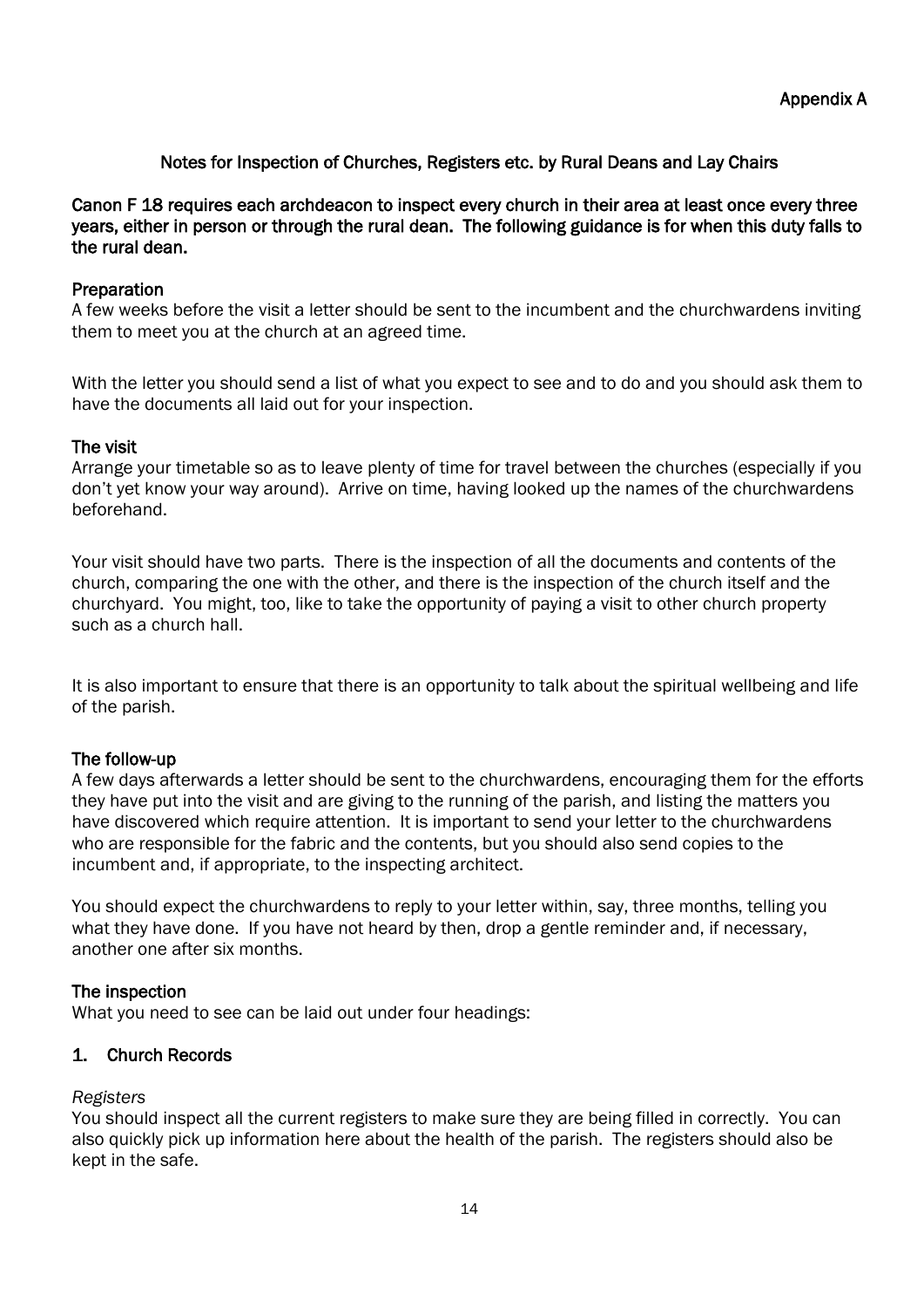Appendix A

## Notes for Inspection of Churches, Registers etc. by Rural Deans and Lay Chairs

**Canon F 18 requires each archdeacon to inspect every church in their area at least once every three years, either in person or through the rural dean. The following guidance is for when this duty falls to the rural dean.**

### Preparation

A few weeks before the visit a letter should be sent to the incumbent and the churchwardens inviting them to meet you at the church at an agreed time.

With the letter you should send a list of what you expect to see and to do and you should ask them to have the documents all laid out for your inspection.

### The visit

Arrange your timetable so as to leave plenty of time for travel between the churches (especially if you don't yet know your way around). Arrive on time, having looked up the names of the churchwardens beforehand.

Your visit should have two parts. There is the inspection of all the documents and contents of the church, comparing the one with the other, and there is the inspection of the church itself and the churchyard. You might, too, like to take the opportunity of paying a visit to other church property such as a church hall.

It is also important to ensure that there is an opportunity to talk about the spiritual wellbeing and life of the parish.

### The follow-up

A few days afterwards a letter should be sent to the churchwardens, encouraging them for the efforts they have put into the visit and are giving to the running of the parish, and listing the matters you have discovered which require attention. It is important to send your letter to the churchwardens who are responsible for the fabric and the contents, but you should also send copies to the incumbent and, if appropriate, to the inspecting architect.

You should expect the churchwardens to reply to your letter within, say, three months, telling you what they have done. If you have not heard by then, drop a gentle reminder and, if necessary, another one after six months.

### The inspection

What you need to see can be laid out under four headings:

### 1. Church Records

*Registers*

You should inspect all the current registers to make sure they are being filled in correctly. You can also quickly pick up information here about the health of the parish. The registers should also be kept in the safe.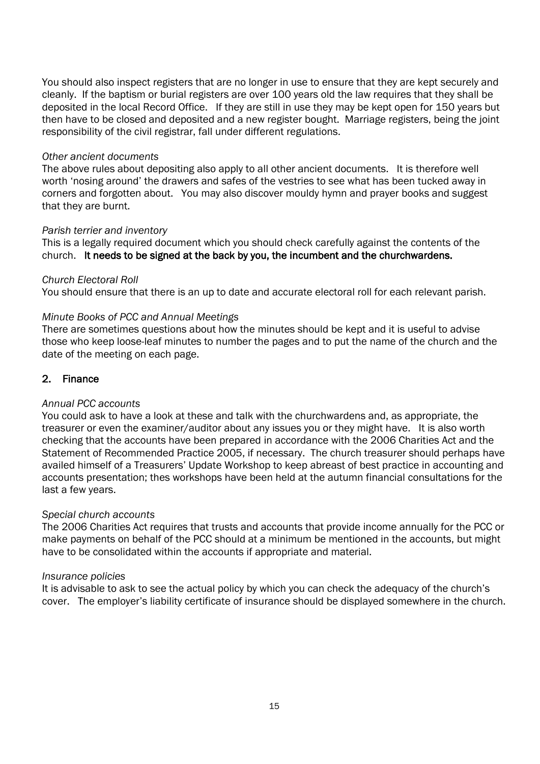You should also inspect registers that are no longer in use to ensure that they are kept securely and cleanly. If the baptism or burial registers are over 100 years old the law requires that they shall be deposited in the local Record Office. If they are still in use they may be kept open for 150 years but then have to be closed and deposited and a new register bought. Marriage registers, being the joint responsibility of the civil registrar, fall under different regulations.

*Other ancient documents*
The above rules about depositing also apply to all other ancient documents. It is therefore well worth 'nosing around' the drawers and safes of the vestries to see what has been tucked away in corners and forgotten about. You may also discover mouldy hymn and prayer books and suggest that they are burnt.

*Parish terrier and inventory*
This is a legally required document which you should check carefully against the contents of the church. **It needs to be signed at the back by you, the incumbent and the churchwardens.**

*Church Electoral Roll*
You should ensure that there is an up to date and accurate electoral roll for each relevant parish.

*Minute Books of PCC and Annual Meetings*
There are sometimes questions about how the minutes should be kept and it is useful to advise those who keep loose-leaf minutes to number the pages and to put the name of the church and the date of the meeting on each page.

## 2. Finance

*Annual PCC accounts*
You could ask to have a look at these and talk with the churchwardens and, as appropriate, the treasurer or even the examiner/auditor about any issues you or they might have. It is also worth checking that the accounts have been prepared in accordance with the 2006 Charities Act and the Statement of Recommended Practice 2005, if necessary. The church treasurer should perhaps have availed himself of a Treasurers' Update Workshop to keep abreast of best practice in accounting and accounts presentation; thes workshops have been held at the autumn financial consultations for the last a few years.

*Special church accounts*
The 2006 Charities Act requires that trusts and accounts that provide income annually for the PCC or make payments on behalf of the PCC should at a minimum be mentioned in the accounts, but might have to be consolidated within the accounts if appropriate and material.

*Insurance policies*
It is advisable to ask to see the actual policy by which you can check the adequacy of the church's cover. The employer's liability certificate of insurance should be displayed somewhere in the church.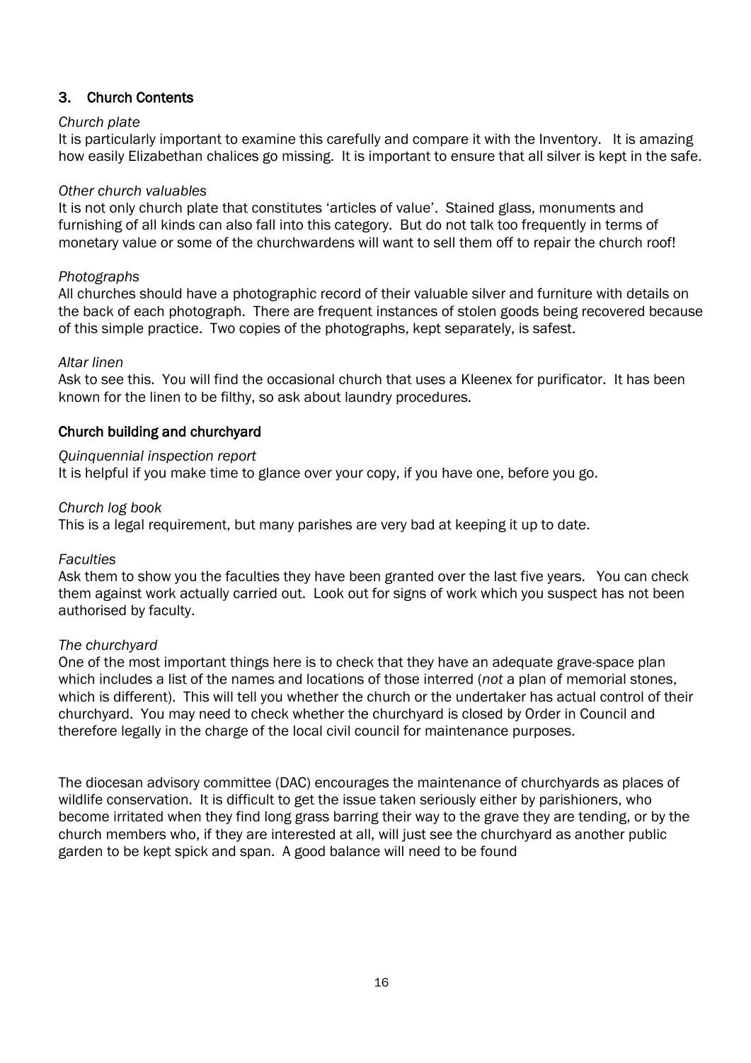## 3. Church Contents

*Church plate*

It is particularly important to examine this carefully and compare it with the Inventory. It is amazing how easily Elizabethan chalices go missing. It is important to ensure that all silver is kept in the safe.

*Other church valuables*

It is not only church plate that constitutes 'articles of value'. Stained glass, monuments and furnishing of all kinds can also fall into this category. But do not talk too frequently in terms of monetary value or some of the churchwardens will want to sell them off to repair the church roof!

*Photographs*

All churches should have a photographic record of their valuable silver and furniture with details on the back of each photograph. There are frequent instances of stolen goods being recovered because of this simple practice. Two copies of the photographs, kept separately, is safest.

*Altar linen*

Ask to see this. You will find the occasional church that uses a Kleenex for purificator. It has been known for the linen to be filthy, so ask about laundry procedures.

## Church building and churchyard

*Quinquennial inspection report*

It is helpful if you make time to glance over your copy, if you have one, before you go.

*Church log book*

This is a legal requirement, but many parishes are very bad at keeping it up to date.

*Faculties*

Ask them to show you the faculties they have been granted over the last five years. You can check them against work actually carried out. Look out for signs of work which you suspect has not been authorised by faculty.

*The churchyard*

One of the most important things here is to check that they have an adequate grave-space plan which includes a list of the names and locations of those interred (*not* a plan of memorial stones, which is different). This will tell you whether the church or the undertaker has actual control of their churchyard. You may need to check whether the churchyard is closed by Order in Council and therefore legally in the charge of the local civil council for maintenance purposes.

The diocesan advisory committee (DAC) encourages the maintenance of churchyards as places of wildlife conservation. It is difficult to get the issue taken seriously either by parishioners, who become irritated when they find long grass barring their way to the grave they are tending, or by the church members who, if they are interested at all, will just see the churchyard as another public garden to be kept spick and span. A good balance will need to be found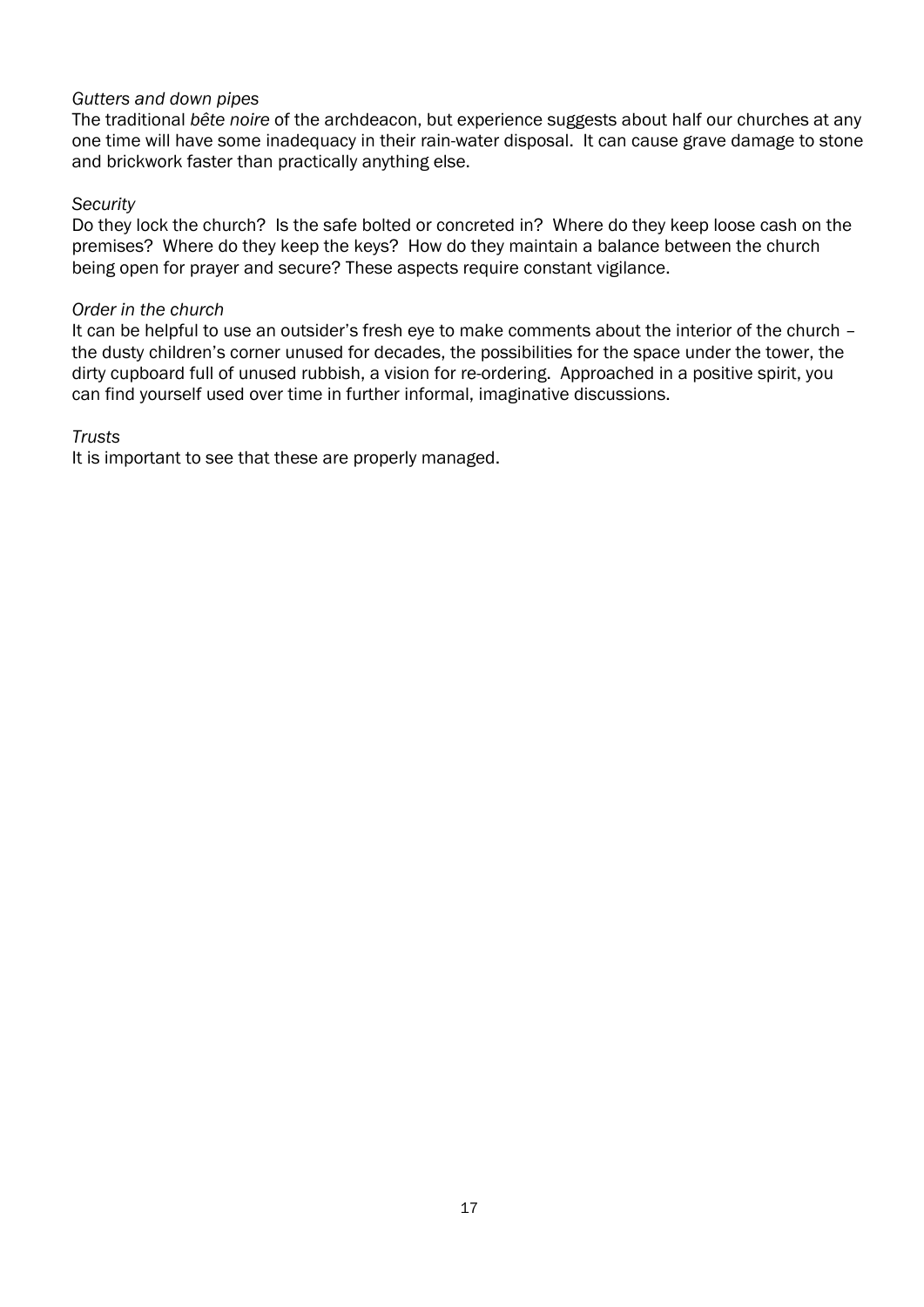*Gutters and down pipes*

The traditional *bête noire* of the archdeacon, but experience suggests about half our churches at any one time will have some inadequacy in their rain-water disposal. It can cause grave damage to stone and brickwork faster than practically anything else.

*Security*

Do they lock the church? Is the safe bolted or concreted in? Where do they keep loose cash on the premises? Where do they keep the keys? How do they maintain a balance between the church being open for prayer and secure? These aspects require constant vigilance.

*Order in the church*

It can be helpful to use an outsider's fresh eye to make comments about the interior of the church – the dusty children's corner unused for decades, the possibilities for the space under the tower, the dirty cupboard full of unused rubbish, a vision for re-ordering. Approached in a positive spirit, you can find yourself used over time in further informal, imaginative discussions.

*Trusts*

It is important to see that these are properly managed.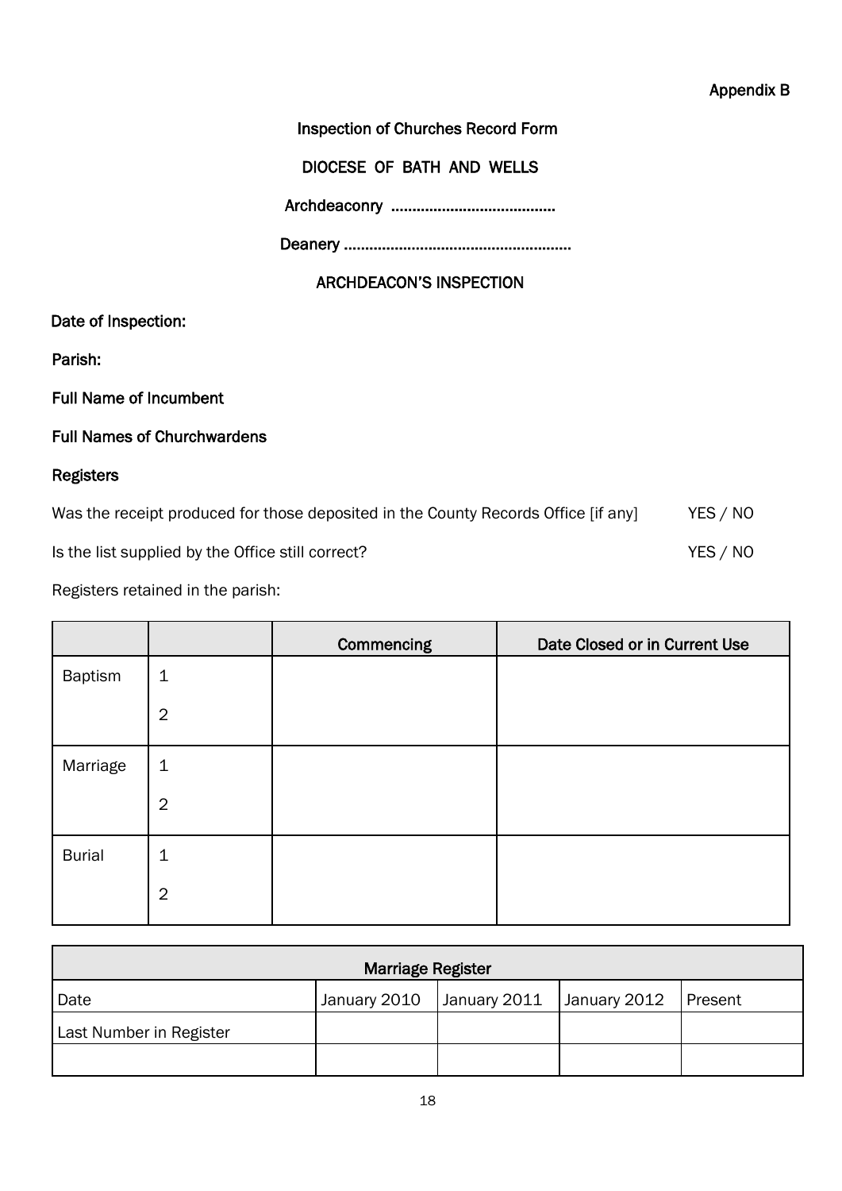Appendix B

**Inspection of Churches Record Form**

**DIOCESE OF BATH AND WELLS**

**Archdeaconry .......................................**

**Deanery .....................................................**

**ARCHDEACON'S INSPECTION**

**Date of Inspection:**

**Parish:**

**Full Name of Incumbent**

**Full Names of Churchwardens**

**Registers**

Was the receipt produced for those deposited in the County Records Office [if any] YES / NO

Is the list supplied by the Office still correct? YES / NO

Registers retained in the parish:

| | | Commencing | Date Closed or in Current Use |
|---|---|---|---|
| Baptism | 1<br>2 | | |
| Marriage | 1<br>2 | | |
| Burial | 1<br>2 | | |

| Marriage Register | | | | |
|---|---|---|---|---|
| Date | January 2010 | January 2011 | January 2012 | Present |
| Last Number in Register | | | | |
| | | | | |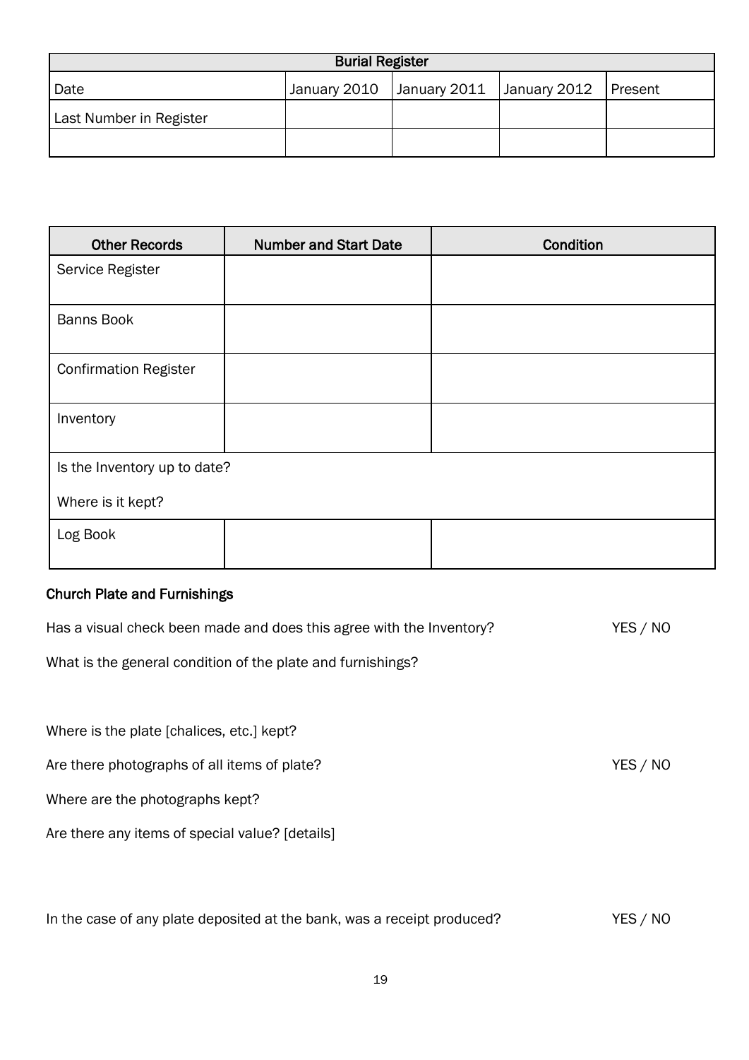| Burial Register | | | | |
|---|---|---|---|---|
| Date | January 2010 | January 2011 | January 2012 | Present |
| Last Number in Register | | | | |
| | | | | |

| Other Records | Number and Start Date | Condition |
|---|---|---|
| Service Register | | |
| Banns Book | | |
| Confirmation Register | | |
| Inventory | | |
| Is the Inventory up to date?<br>Where is it kept? | | |
| Log Book | | |

### Church Plate and Furnishings

Has a visual check been made and does this agree with the Inventory? YES / NO

What is the general condition of the plate and furnishings?

Where is the plate [chalices, etc.] kept?

Are there photographs of all items of plate? YES / NO

Where are the photographs kept?

Are there any items of special value? [details]

In the case of any plate deposited at the bank, was a receipt produced? YES / NO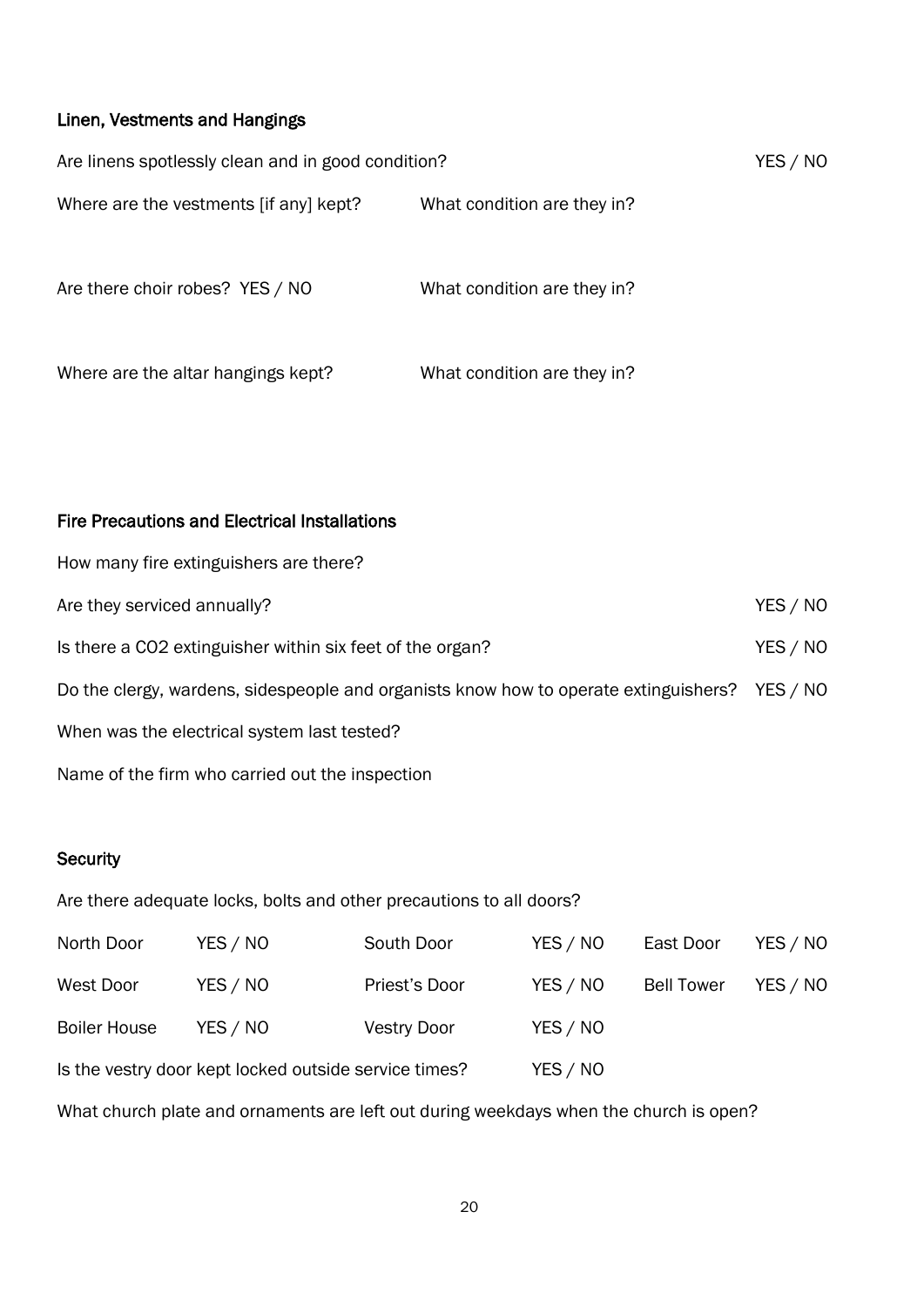## Linen, Vestments and Hangings

Are linens spotlessly clean and in good condition? YES / NO

Where are the vestments [if any] kept? What condition are they in?

Are there choir robes? YES / NO What condition are they in?

Where are the altar hangings kept? What condition are they in?

## Fire Precautions and Electrical Installations

How many fire extinguishers are there?

Are they serviced annually? YES / NO

Is there a $CO_2$ extinguisher within six feet of the organ? YES / NO

Do the clergy, wardens, sidespeople and organists know how to operate extinguishers? YES / NO

When was the electrical system last tested?

Name of the firm who carried out the inspection

## Security

Are there adequate locks, bolts and other precautions to all doors?

| | | | | | |
|---|---|---|---|---|---|
| North Door | YES / NO | South Door | YES / NO | East Door | YES / NO |
| West Door | YES / NO | Priest's Door | YES / NO | Bell Tower | YES / NO |
| Boiler House | YES / NO | Vestry Door | YES / NO | | |

Is the vestry door kept locked outside service times? YES / NO

What church plate and ornaments are left out during weekdays when the church is open?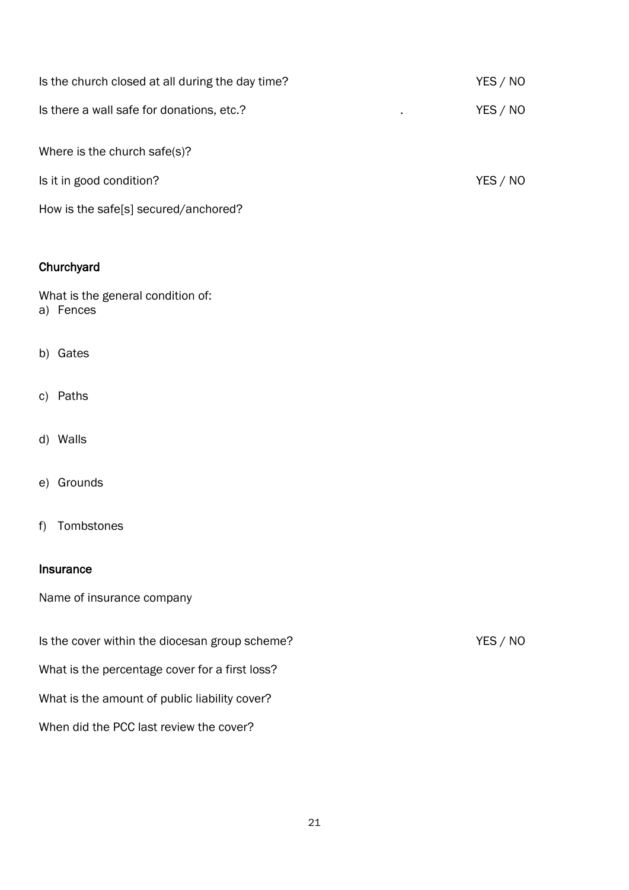Is the church closed at all during the day time? YES / NO

Is there a wall safe for donations, etc.? . YES / NO

Where is the church safe(s)?

Is it in good condition? YES / NO

How is the safe[s] secured/anchored?

**Churchyard**

What is the general condition of:

a) Fences

b) Gates

c) Paths

d) Walls

e) Grounds

f) Tombstones

**Insurance**

Name of insurance company

Is the cover within the diocesan group scheme? YES / NO

What is the percentage cover for a first loss?

What is the amount of public liability cover?

When did the PCC last review the cover?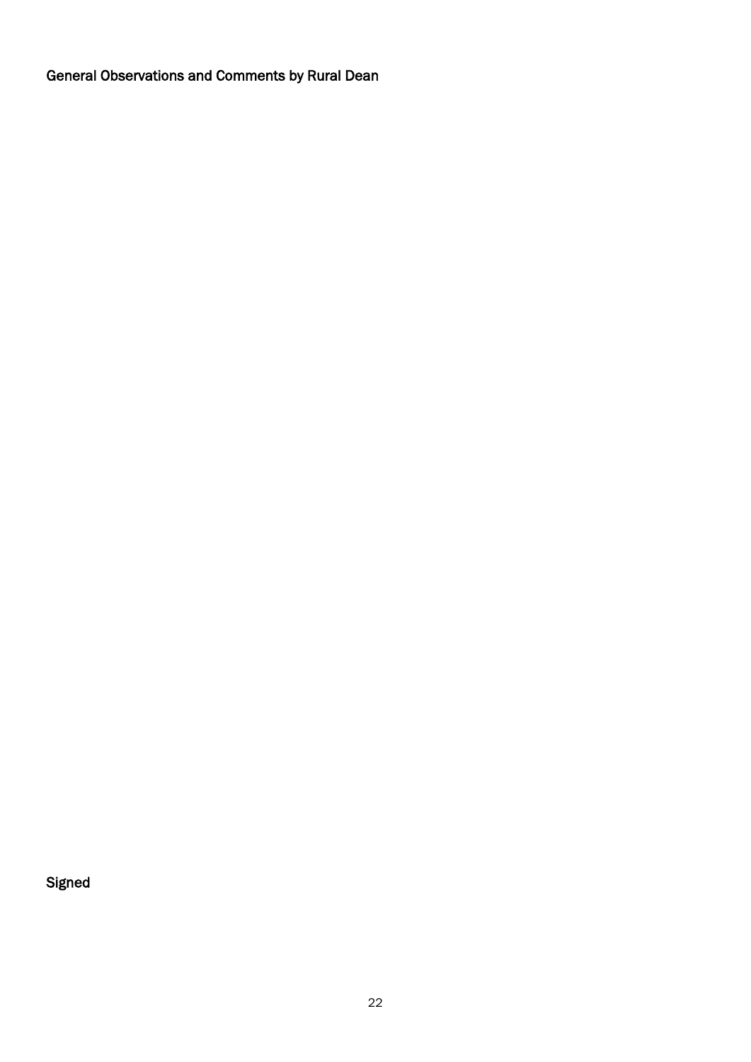## General Observations and Comments by Rural Dean

Signed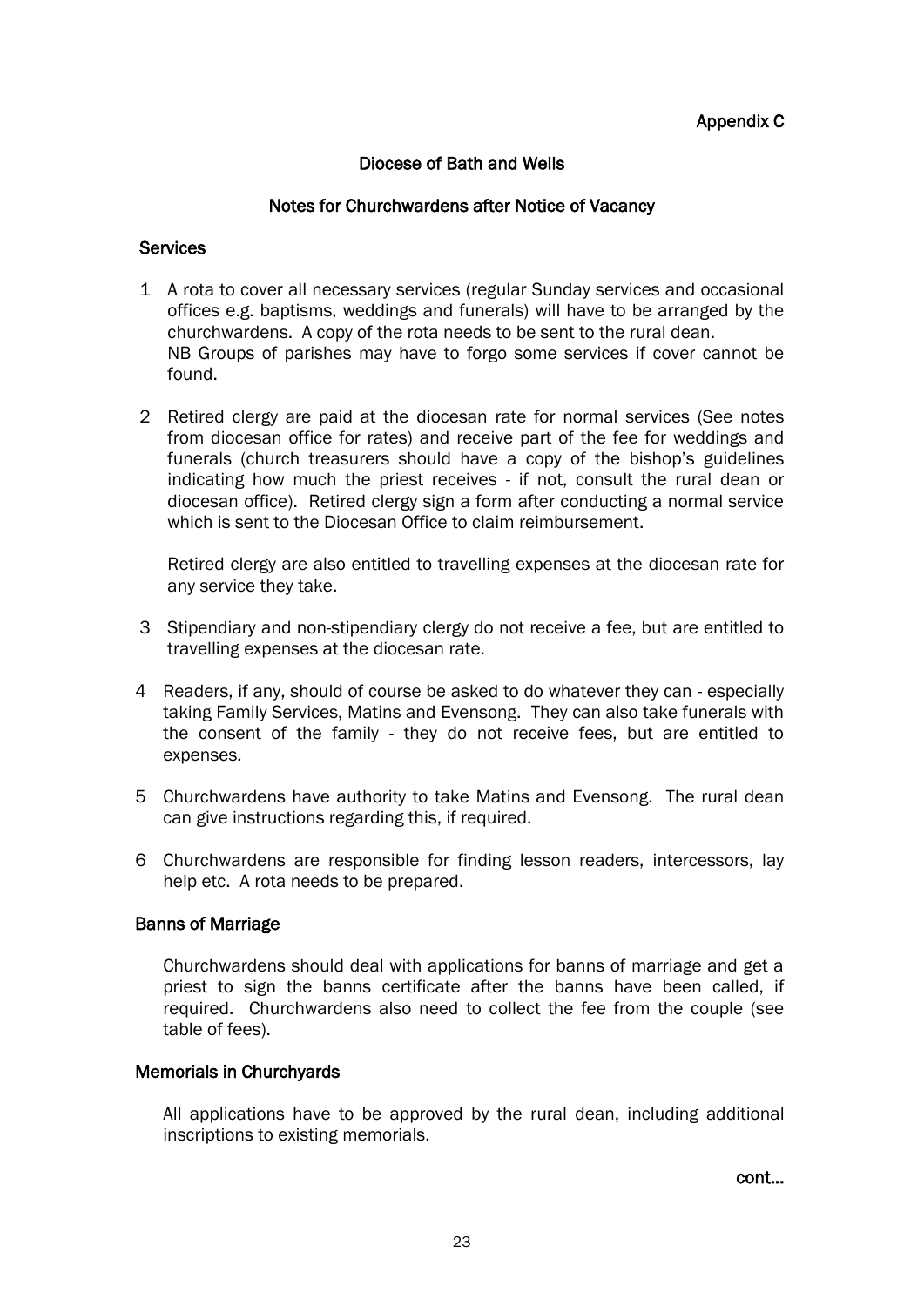Appendix C

# Diocese of Bath and Wells

## Notes for Churchwardens after Notice of Vacancy

### Services

1. A rota to cover all necessary services (regular Sunday services and occasional offices e.g. baptisms, weddings and funerals) will have to be arranged by the churchwardens. A copy of the rota needs to be sent to the rural dean.
   NB Groups of parishes may have to forgo some services if cover cannot be found.

2. Retired clergy are paid at the diocesan rate for normal services (See notes from diocesan office for rates) and receive part of the fee for weddings and funerals (church treasurers should have a copy of the bishop's guidelines indicating how much the priest receives - if not, consult the rural dean or diocesan office). Retired clergy sign a form after conducting a normal service which is sent to the Diocesan Office to claim reimbursement.

   Retired clergy are also entitled to travelling expenses at the diocesan rate for any service they take.

3. Stipendiary and non-stipendiary clergy do not receive a fee, but are entitled to travelling expenses at the diocesan rate.

4. Readers, if any, should of course be asked to do whatever they can - especially taking Family Services, Matins and Evensong. They can also take funerals with the consent of the family - they do not receive fees, but are entitled to expenses.

5. Churchwardens have authority to take Matins and Evensong. The rural dean can give instructions regarding this, if required.

6. Churchwardens are responsible for finding lesson readers, intercessors, lay help etc. A rota needs to be prepared.

### Banns of Marriage

Churchwardens should deal with applications for banns of marriage and get a priest to sign the banns certificate after the banns have been called, if required. Churchwardens also need to collect the fee from the couple (see table of fees).

### Memorials in Churchyards

All applications have to be approved by the rural dean, including additional inscriptions to existing memorials.

cont...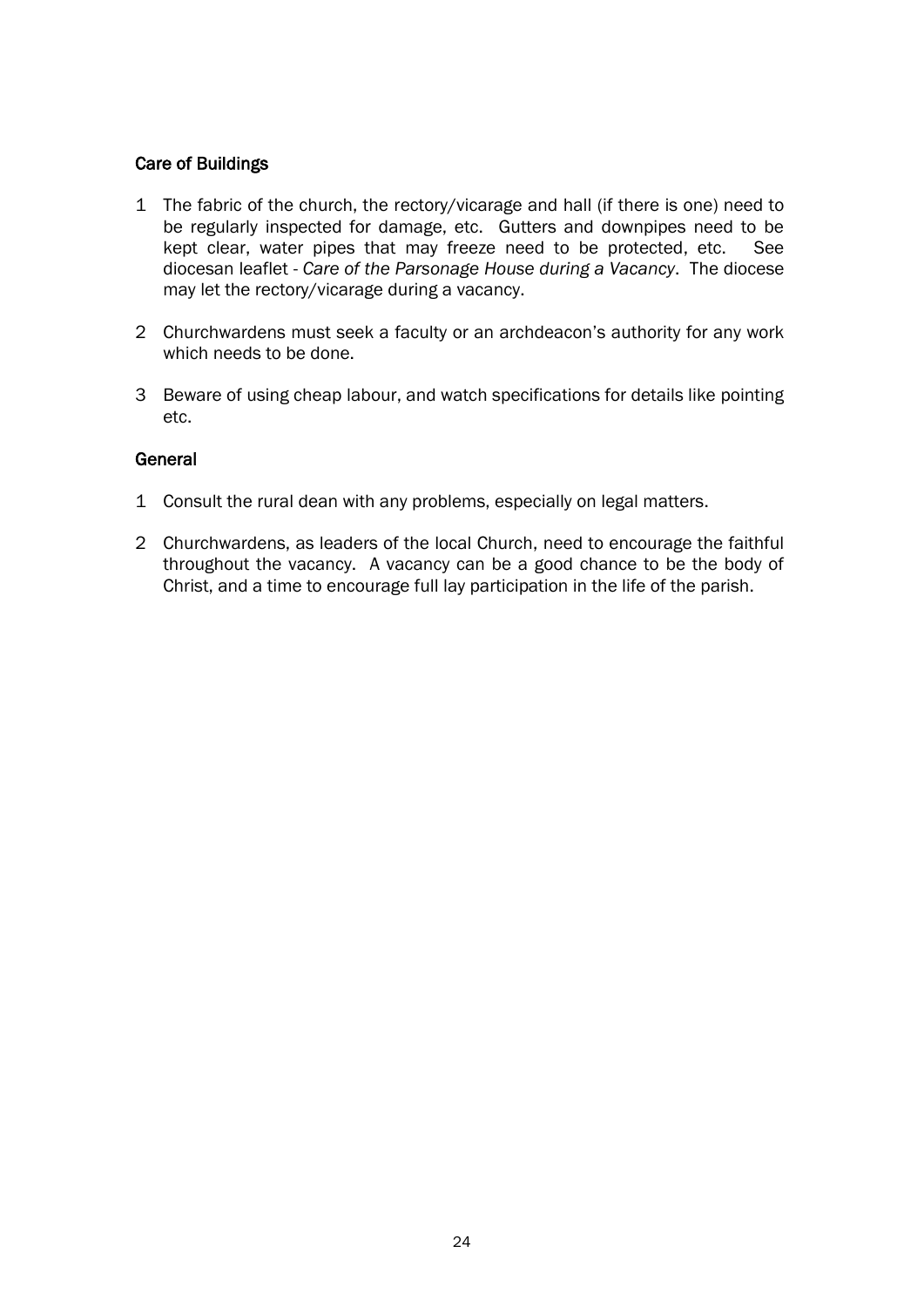### Care of Buildings

1. The fabric of the church, the rectory/vicarage and hall (if there is one) need to be regularly inspected for damage, etc. Gutters and downpipes need to be kept clear, water pipes that may freeze need to be protected, etc. See diocesan leaflet - *Care of the Parsonage House during a Vacancy*. The diocese may let the rectory/vicarage during a vacancy.

2. Churchwardens must seek a faculty or an archdeacon's authority for any work which needs to be done.

3. Beware of using cheap labour, and watch specifications for details like pointing etc.

### General

1. Consult the rural dean with any problems, especially on legal matters.

2. Churchwardens, as leaders of the local Church, need to encourage the faithful throughout the vacancy. A vacancy can be a good chance to be the body of Christ, and a time to encourage full lay participation in the life of the parish.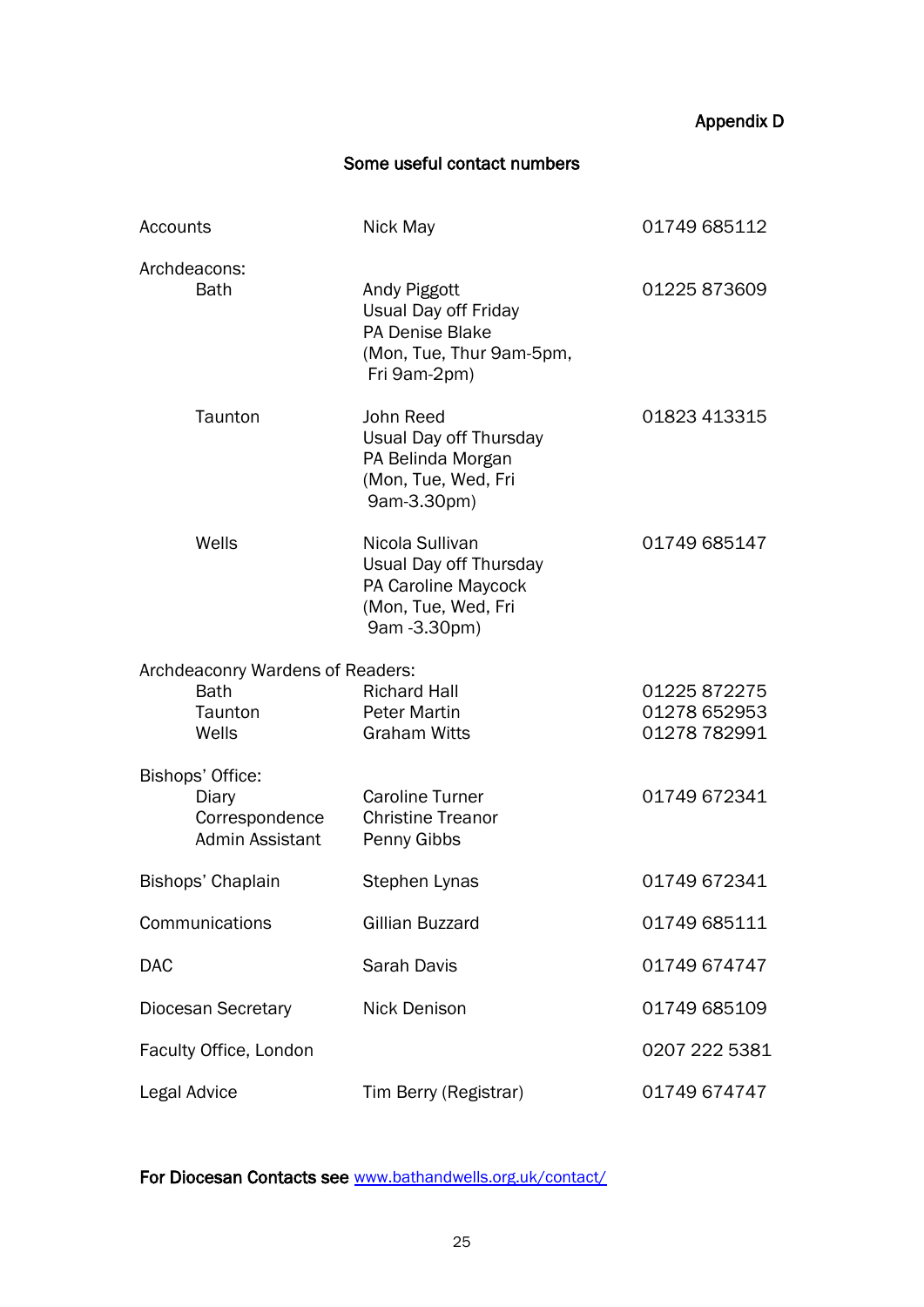Appendix D

## Some useful contact numbers

| | | |
|---|---|---|
| Accounts | Nick May | 01749 685112 |
| Archdeacons: | | |
| Bath | Andy Piggott<br>Usual Day off Friday<br>PA Denise Blake<br>(Mon, Tue, Thur 9am-5pm, Fri 9am-2pm) | 01225 873609 |
| Taunton | John Reed<br>Usual Day off Thursday<br>PA Belinda Morgan<br>(Mon, Tue, Wed, Fri 9am-3.30pm) | 01823 413315 |
| Wells | Nicola Sullivan<br>Usual Day off Thursday<br>PA Caroline Maycock<br>(Mon, Tue, Wed, Fri 9am -3.30pm) | 01749 685147 |
| Archdeaconry Wardens of Readers: | | |
| Bath | Richard Hall | 01225 872275 |
| Taunton | Peter Martin | 01278 652953 |
| Wells | Graham Witts | 01278 782991 |
| Bishops' Office: | | |
| Diary | Caroline Turner | 01749 672341 |
| Correspondence | Christine Treanor | |
| Admin Assistant | Penny Gibbs | |
| Bishops' Chaplain | Stephen Lynas | 01749 672341 |
| Communications | Gillian Buzzard | 01749 685111 |
| DAC | Sarah Davis | 01749 674747 |
| Diocesan Secretary | Nick Denison | 01749 685109 |
| Faculty Office, London | | 0207 222 5381 |
| Legal Advice | Tim Berry (Registrar) | 01749 674747 |

**For Diocesan Contacts see** www.bathandwells.org.uk/contact/